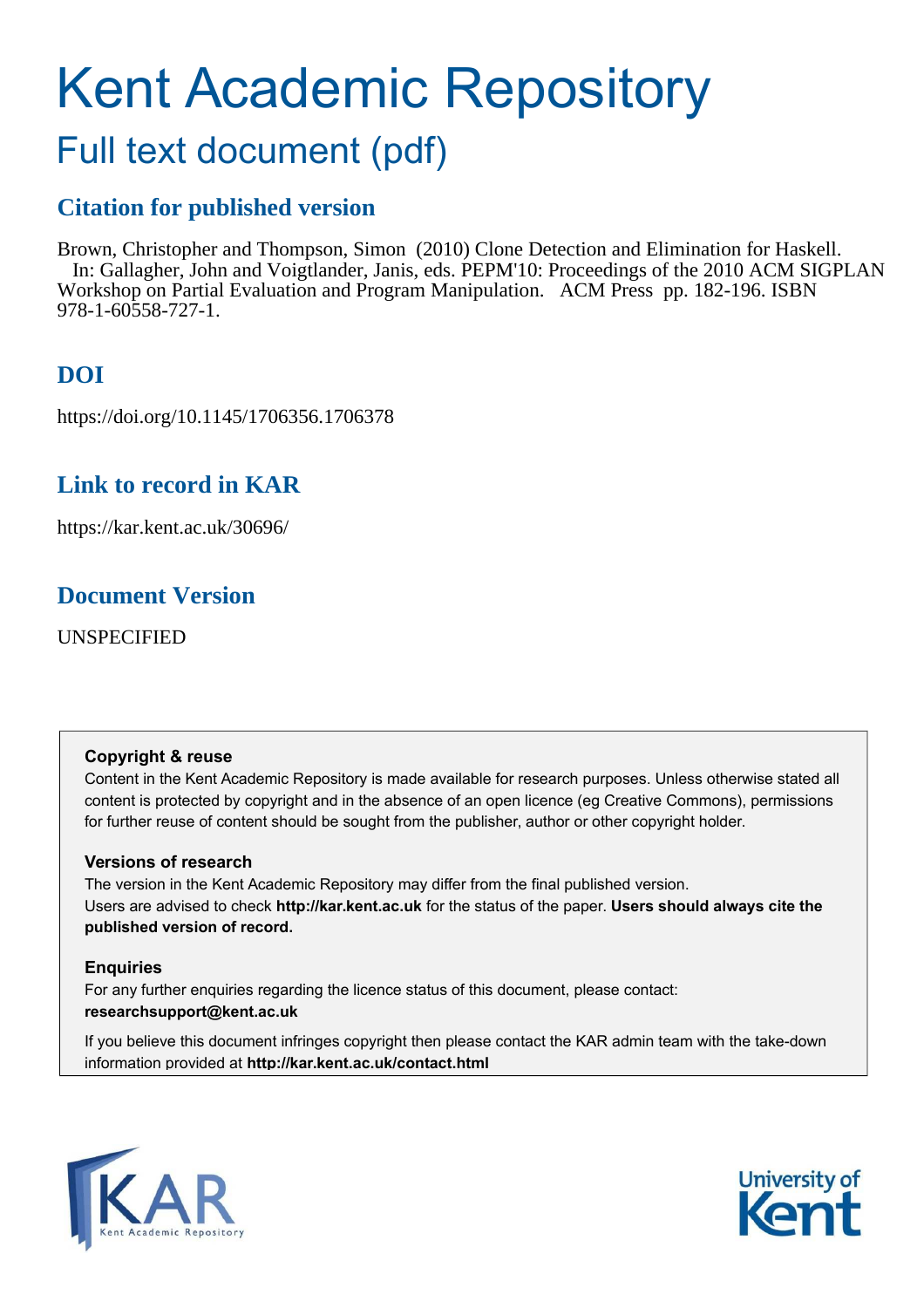# Kent Academic Repository

## Full text document (pdf)

### Citation for published version

Brown, Christopher and Thompson, Simon (2010) Clone Detection and Elimination for Haskell. In: Gallagher, John and Voigtlander, Janis, eds. PEPM'10: Proceedings of the 2010 ACM SIGPLAN Workshop on Partial Evaluation and Program Manipulation. ACM Press pp. 182-196. ISBN 978-1-60558-727-1.

### DOI

https://doi.org/10.1145/1706356.1706378

### Link to record in KAR

https://kar.kent.ac.uk/30696/

### Document Version

UNSPECIFIED

**Copyright & reuse**

Content in the Kent Academic Repository is made available for research purposes. Unless otherwise stated all content is protected by copyright and in the absence of an open licence (eg Creative Commons), permissions for further reuse of content should be sought from the publisher, author or other copyright holder.

**Versions of research**

The version in the Kent Academic Repository may differ from the final published version. Users are advised to check **http://kar.kent.ac.uk** for the status of the paper. **Users should always cite the published version of record.**

**Enquiries**

For any further enquiries regarding the licence status of this document, please contact: **researchsupport@kent.ac.uk**

If you believe this document infringes copyright then please contact the KAR admin team with the take-down information provided at **http://kar.kent.ac.uk/contact.html**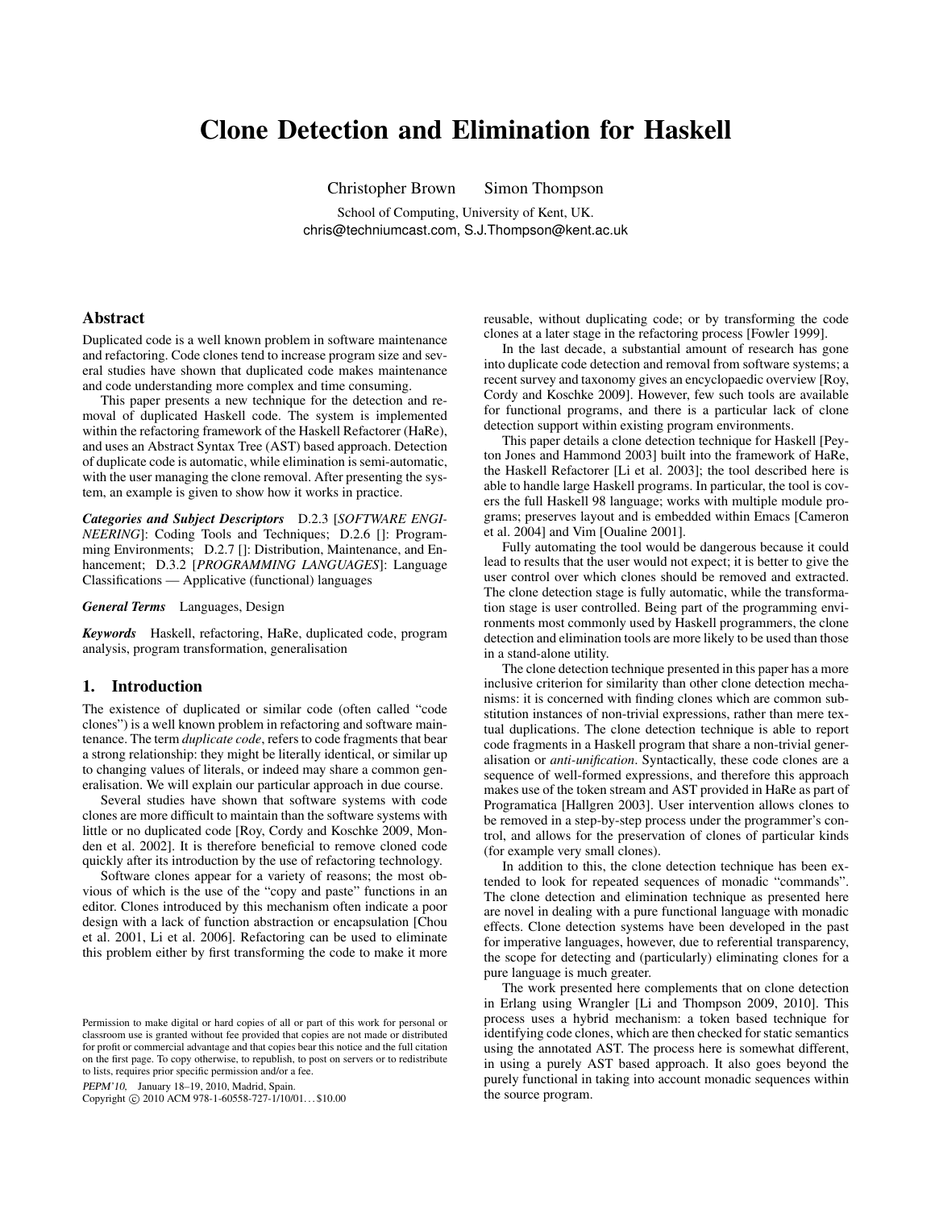# Clone Detection and Elimination for Haskell

Christopher Brown Simon Thompson

School of Computing, University of Kent, UK.
chris@techniumcast.com, S.J.Thompson@kent.ac.uk

## Abstract

Duplicated code is a well known problem in software maintenance and refactoring. Code clones tend to increase program size and several studies have shown that duplicated code makes maintenance and code understanding more complex and time consuming.

This paper presents a new technique for the detection and removal of duplicated Haskell code. The system is implemented within the refactoring framework of the Haskell Refactorer (HaRe), and uses an Abstract Syntax Tree (AST) based approach. Detection of duplicate code is automatic, while elimination is semi-automatic, with the user managing the clone removal. After presenting the system, an example is given to show how it works in practice.

***Categories and Subject Descriptors*** D.2.3 [*SOFTWARE ENGINEERING*]: Coding Tools and Techniques; D.2.6 []: Programming Environments; D.2.7 []: Distribution, Maintenance, and Enhancement; D.3.2 [*PROGRAMMING LANGUAGES*]: Language Classifications — Applicative (functional) languages

***General Terms*** Languages, Design

***Keywords*** Haskell, refactoring, HaRe, duplicated code, program analysis, program transformation, generalisation

## 1. Introduction

The existence of duplicated or similar code (often called "code clones") is a well known problem in refactoring and software maintenance. The term *duplicate code*, refers to code fragments that bear a strong relationship: they might be literally identical, or similar up to changing values of literals, or indeed may share a common generalisation. We will explain our particular approach in due course.

Several studies have shown that software systems with code clones are more difficult to maintain than the software systems with little or no duplicated code [Roy, Cordy and Koschke 2009, Monden et al. 2002]. It is therefore beneficial to remove cloned code quickly after its introduction by the use of refactoring technology.

Software clones appear for a variety of reasons; the most obvious of which is the use of the "copy and paste" functions in an editor. Clones introduced by this mechanism often indicate a poor design with a lack of function abstraction or encapsulation [Chou et al. 2001, Li et al. 2006]. Refactoring can be used to eliminate this problem either by first transforming the code to make it more reusable, without duplicating code; or by transforming the code clones at a later stage in the refactoring process [Fowler 1999].

In the last decade, a substantial amount of research has gone into duplicate code detection and removal from software systems; a recent survey and taxonomy gives an encyclopaedic overview [Roy, Cordy and Koschke 2009]. However, few such tools are available for functional programs, and there is a particular lack of clone detection support within existing program environments.

This paper details a clone detection technique for Haskell [Peyton Jones and Hammond 2003] built into the framework of HaRe, the Haskell Refactorer [Li et al. 2003]; the tool described here is able to handle large Haskell programs. In particular, the tool is covers the full Haskell 98 language; works with multiple module programs; preserves layout and is embedded within Emacs [Cameron et al. 2004] and Vim [Oualine 2001].

Fully automating the tool would be dangerous because it could lead to results that the user would not expect; it is better to give the user control over which clones should be removed and extracted. The clone detection stage is fully automatic, while the transformation stage is user controlled. Being part of the programming environments most commonly used by Haskell programmers, the clone detection and elimination tools are more likely to be used than those in a stand-alone utility.

The clone detection technique presented in this paper has a more inclusive criterion for similarity than other clone detection mechanisms: it is concerned with finding clones which are common substitution instances of non-trivial expressions, rather than mere textual duplications. The clone detection technique is able to report code fragments in a Haskell program that share a non-trivial generalisation or *anti-unification*. Syntactically, these code clones are a sequence of well-formed expressions, and therefore this approach makes use of the token stream and AST provided in HaRe as part of Programatica [Hallgren 2003]. User intervention allows clones to be removed in a step-by-step process under the programmer's control, and allows for the preservation of clones of particular kinds (for example very small clones).

In addition to this, the clone detection technique has been extended to look for repeated sequences of monadic "commands". The clone detection and elimination technique as presented here are novel in dealing with a pure functional language with monadic effects. Clone detection systems have been developed in the past for imperative languages, however, due to referential transparency, the scope for detecting and (particularly) eliminating clones for a pure language is much greater.

The work presented here complements that on clone detection in Erlang using Wrangler [Li and Thompson 2009, 2010]. This process uses a hybrid mechanism: a token based technique for identifying code clones, which are then checked for static semantics using the annotated AST. The process here is somewhat different, in using a purely AST based approach. It also goes beyond the purely functional in taking into account monadic sequences within the source program.

Permission to make digital or hard copies of all or part of this work for personal or classroom use is granted without fee provided that copies are not made or distributed for profit or commercial advantage and that copies bear this notice and the full citation on the first page. To copy otherwise, to republish, to post on servers or to redistribute to lists, requires prior specific permission and/or a fee.

PEPM'10, January 18–19, 2010, Madrid, Spain.
Copyright © 2010 ACM 978-1-60558-727-1/10/01...$10.00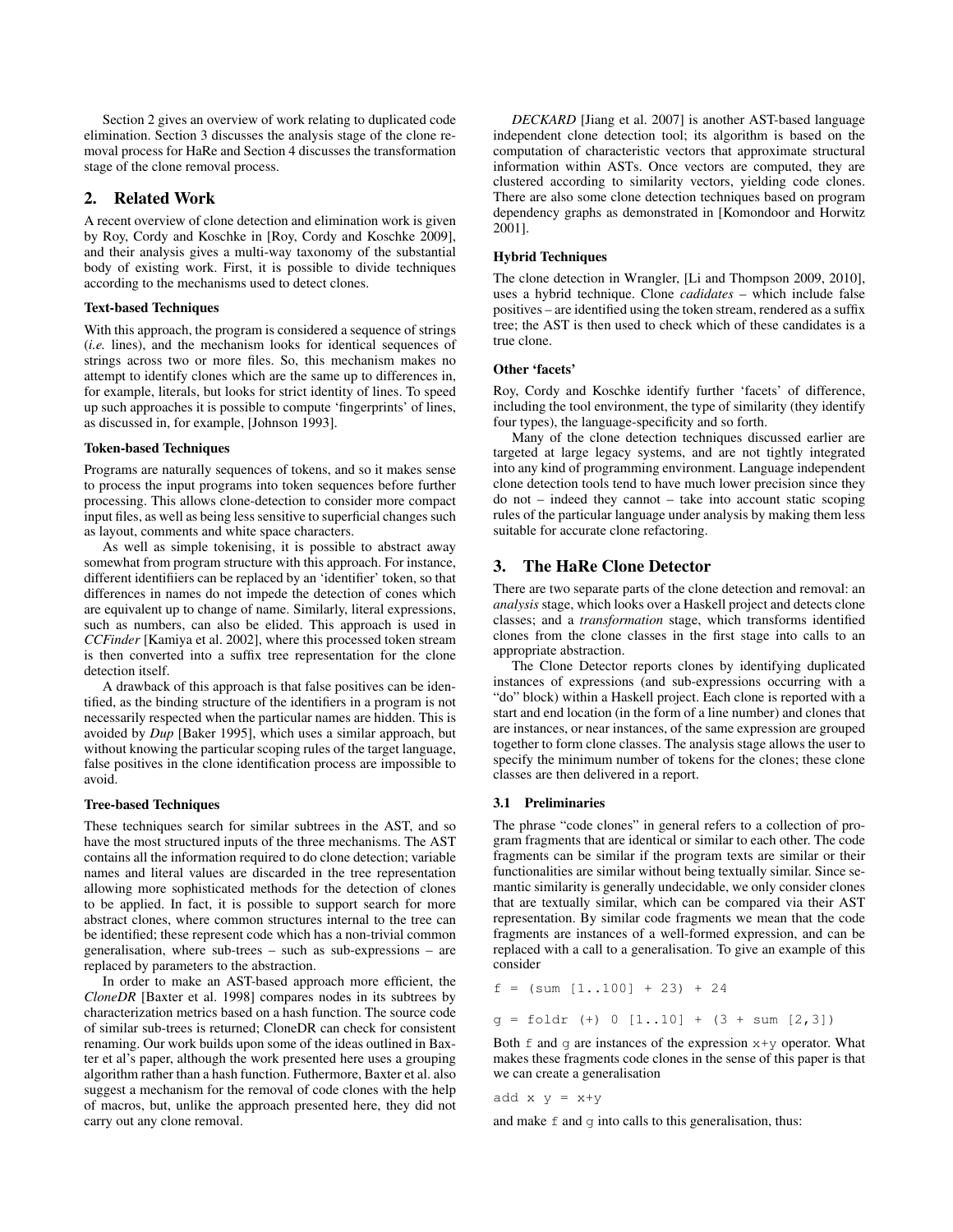Section 2 gives an overview of work relating to duplicated code elimination. Section 3 discusses the analysis stage of the clone removal process for HaRe and Section 4 discusses the transformation stage of the clone removal process.

## 2. Related Work

A recent overview of clone detection and elimination work is given by Roy, Cordy and Koschke in [Roy, Cordy and Koschke 2009], and their analysis gives a multi-way taxonomy of the substantial body of existing work. First, it is possible to divide techniques according to the mechanisms used to detect clones.

### Text-based Techniques

With this approach, the program is considered a sequence of strings (*i.e.* lines), and the mechanism looks for identical sequences of strings across two or more files. So, this mechanism makes no attempt to identify clones which are the same up to differences in, for example, literals, but looks for strict identity of lines. To speed up such approaches it is possible to compute 'fingerprints' of lines, as discussed in, for example, [Johnson 1993].

### Token-based Techniques

Programs are naturally sequences of tokens, and so it makes sense to process the input programs into token sequences before further processing. This allows clone-detection to consider more compact input files, as well as being less sensitive to superficial changes such as layout, comments and white space characters.

As well as simple tokenising, it is possible to abstract away somewhat from program structure with this approach. For instance, different identifiiers can be replaced by an 'identifier' token, so that differences in names do not impede the detection of cones which are equivalent up to change of name. Similarly, literal expressions, such as numbers, can also be elided. This approach is used in *CCFinder* [Kamiya et al. 2002], where this processed token stream is then converted into a suffix tree representation for the clone detection itself.

A drawback of this approach is that false positives can be identified, as the binding structure of the identifiers in a program is not necessarily respected when the particular names are hidden. This is avoided by *Dup* [Baker 1995], which uses a similar approach, but without knowing the particular scoping rules of the target language, false positives in the clone identification process are impossible to avoid.

### Tree-based Techniques

These techniques search for similar subtrees in the AST, and so have the most structured inputs of the three mechanisms. The AST contains all the information required to do clone detection; variable names and literal values are discarded in the tree representation allowing more sophisticated methods for the detection of clones to be applied. In fact, it is possible to support search for more abstract clones, where common structures internal to the tree can be identified; these represent code which has a non-trivial common generalisation, where sub-trees – such as sub-expressions – are replaced by parameters to the abstraction.

In order to make an AST-based approach more efficient, the *CloneDR* [Baxter et al. 1998] compares nodes in its subtrees by characterization metrics based on a hash function. The source code of similar sub-trees is returned; CloneDR can check for consistent renaming. Our work builds upon some of the ideas outlined in Baxter et al's paper, although the work presented here uses a grouping algorithm rather than a hash function. Futhermore, Baxter et al. also suggest a mechanism for the removal of code clones with the help of macros, but, unlike the approach presented here, they did not carry out any clone removal.

*DECKARD* [Jiang et al. 2007] is another AST-based language independent clone detection tool; its algorithm is based on the computation of characteristic vectors that approximate structural information within ASTs. Once vectors are computed, they are clustered according to similarity vectors, yielding code clones. There are also some clone detection techniques based on program dependency graphs as demonstrated in [Komondoor and Horwitz 2001].

### Hybrid Techniques

The clone detection in Wrangler, [Li and Thompson 2009, 2010], uses a hybrid technique. Clone *cadidates* – which include false positives – are identified using the token stream, rendered as a suffix tree; the AST is then used to check which of these candidates is a true clone.

### Other 'facets'

Roy, Cordy and Koschke identify further 'facets' of difference, including the tool environment, the type of similarity (they identify four types), the language-specificity and so forth.

Many of the clone detection techniques discussed earlier are targeted at large legacy systems, and are not tightly integrated into any kind of programming environment. Language independent clone detection tools tend to have much lower precision since they do not – indeed they cannot – take into account static scoping rules of the particular language under analysis by making them less suitable for accurate clone refactoring.

## 3. The HaRe Clone Detector

There are two separate parts of the clone detection and removal: an *analysis* stage, which looks over a Haskell project and detects clone classes; and a *transformation* stage, which transforms identified clones from the clone classes in the first stage into calls to an appropriate abstraction.

The Clone Detector reports clones by identifying duplicated instances of expressions (and sub-expressions occurring with a "do" block) within a Haskell project. Each clone is reported with a start and end location (in the form of a line number) and clones that are instances, or near instances, of the same expression are grouped together to form clone classes. The analysis stage allows the user to specify the minimum number of tokens for the clones; these clone classes are then delivered in a report.

### 3.1 Preliminaries

The phrase "code clones" in general refers to a collection of program fragments that are identical or similar to each other. The code fragments can be similar if the program texts are similar or their functionalities are similar without being textually similar. Since semantic similarity is generally undecidable, we only consider clones that are textually similar, which can be compared via their AST representation. By similar code fragments we mean that the code fragments are instances of a well-formed expression, and can be replaced with a call to a generalisation. To give an example of this consider

```
f = (sum [1..100] + 23) + 24

g = foldr (+) 0 [1..10] + (3 + sum [2,3])
```

Both `f` and `g` are instances of the expression `x+y` operator. What makes these fragments code clones in the sense of this paper is that we can create a generalisation

```
add x y = x+y
```

and make `f` and `g` into calls to this generalisation, thus: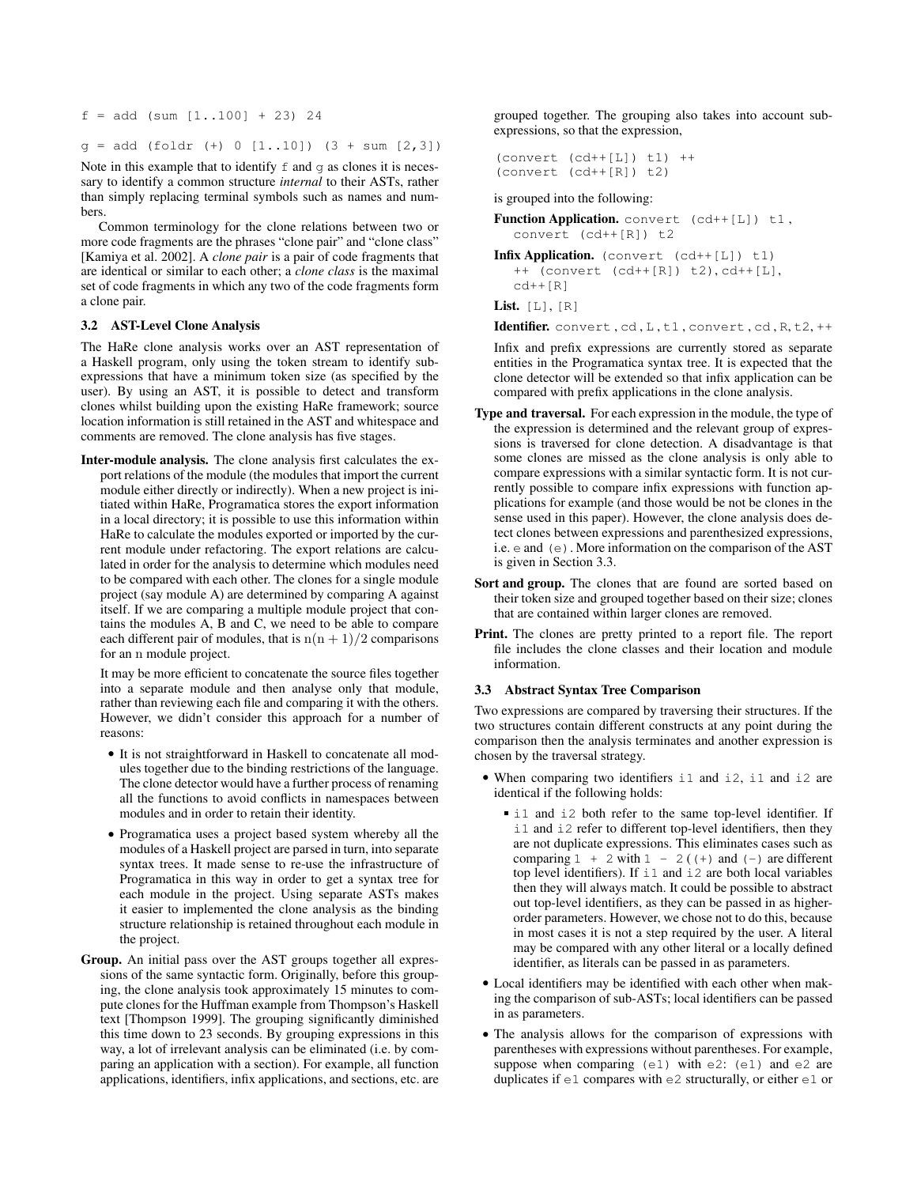```
f = add (sum [1..100] + 23) 24

g = add (foldr (+) 0 [1..10]) (3 + sum [2,3])
```

Note in this example that to identify `f` and `g` as clones it is necessary to identify a common structure *internal* to their ASTs, rather than simply replacing terminal symbols such as names and numbers.

Common terminology for the clone relations between two or more code fragments are the phrases "clone pair" and "clone class" [Kamiya et al. 2002]. A *clone pair* is a pair of code fragments that are identical or similar to each other; a *clone class* is the maximal set of code fragments in which any two of the code fragments form a clone pair.

### 3.2 AST-Level Clone Analysis

The HaRe clone analysis works over an AST representation of a Haskell program, only using the token stream to identify subexpressions that have a minimum token size (as specified by the user). By using an AST, it is possible to detect and transform clones whilst building upon the existing HaRe framework; source location information is still retained in the AST and whitespace and comments are removed. The clone analysis has five stages.

**Inter-module analysis.** The clone analysis first calculates the export relations of the module (the modules that import the current module either directly or indirectly). When a new project is initiated within HaRe, Programatica stores the export information in a local directory; it is possible to use this information within HaRe to calculate the modules exported or imported by the current module under refactoring. The export relations are calculated in order for the analysis to determine which modules need to be compared with each other. The clones for a single module project (say module A) are determined by comparing A against itself. If we are comparing a multiple module project that contains the modules A, B and C, we need to be able to compare each different pair of modules, that is $n(n + 1)/2$ comparisons for an n module project.

It may be more efficient to concatenate the source files together into a separate module and then analyse only that module, rather than reviewing each file and comparing it with the others. However, we didn't consider this approach for a number of reasons:

- It is not straightforward in Haskell to concatenate all modules together due to the binding restrictions of the language. The clone detector would have a further process of renaming all the functions to avoid conflicts in namespaces between modules and in order to retain their identity.
- Programatica uses a project based system whereby all the modules of a Haskell project are parsed in turn, into separate syntax trees. It made sense to re-use the infrastructure of Programatica in this way in order to get a syntax tree for each module in the project. Using separate ASTs makes it easier to implemented the clone analysis as the binding structure relationship is retained throughout each module in the project.

**Group.** An initial pass over the AST groups together all expressions of the same syntactic form. Originally, before this grouping, the clone analysis took approximately 15 minutes to compute clones for the Huffman example from Thompson's Haskell text [Thompson 1999]. The grouping significantly diminished this time down to 23 seconds. By grouping expressions in this way, a lot of irrelevant analysis can be eliminated (i.e. by comparing an application with a section). For example, all function applications, identifiers, infix applications, and sections, etc. are grouped together. The grouping also takes into account subexpressions, so that the expression,

```
(convert (cd++[L]) t1) ++
(convert (cd++[R]) t2)
```

is grouped into the following:

**Function Application.** `convert (cd++[L]) t1, convert (cd++[R]) t2`

**Infix Application.** `(convert (cd++[L]) t1) ++ (convert (cd++[R]) t2), cd++[L], cd++[R]`

**List.** `[L], [R]`

**Identifier.** `convert, cd, L, t1, convert, cd, R, t2, ++`

Infix and prefix expressions are currently stored as separate entities in the Programatica syntax tree. It is expected that the clone detector will be extended so that infix application can be compared with prefix applications in the clone analysis.

**Type and traversal.** For each expression in the module, the type of the expression is determined and the relevant group of expressions is traversed for clone detection. A disadvantage is that some clones are missed as the clone analysis is only able to compare expressions with a similar syntactic form. It is not currently possible to compare infix expressions with function applications for example (and those would be not be clones in the sense used in this paper). However, the clone analysis does detect clones between expressions and parenthesized expressions, i.e. `e` and `(e)`. More information on the comparison of the AST is given in Section 3.3.

**Sort and group.** The clones that are found are sorted based on their token size and grouped together based on their size; clones that are contained within larger clones are removed.

**Print.** The clones are pretty printed to a report file. The report file includes the clone classes and their location and module information.

### 3.3 Abstract Syntax Tree Comparison

Two expressions are compared by traversing their structures. If the two structures contain different constructs at any point during the comparison then the analysis terminates and another expression is chosen by the traversal strategy.

- When comparing two identifiers `i1` and `i2`, `i1` and `i2` are identical if the following holds:
  - `i1` and `i2` both refer to the same top-level identifier. If `i1` and `i2` refer to different top-level identifiers, then they are not duplicate expressions. This eliminates cases such as comparing `1 + 2` with `1 - 2` (`(+)` and `(-)` are different top level identifiers). If `i1` and `i2` are both local variables then they will always match. It could be possible to abstract out top-level identifiers, as they can be passed in as higher-order parameters. However, we chose not to do this, because in most cases it is not a step required by the user. A literal may be compared with any other literal or a locally defined identifier, as literals can be passed in as parameters.
- Local identifiers may be identified with each other when making the comparison of sub-ASTs; local identifiers can be passed in as parameters.
- The analysis allows for the comparison of expressions with parentheses with expressions without parentheses. For example, suppose when comparing `(e1)` with `e2`: `(e1)` and `e2` are duplicates if `e1` compares with `e2` structurally, or either `e1` or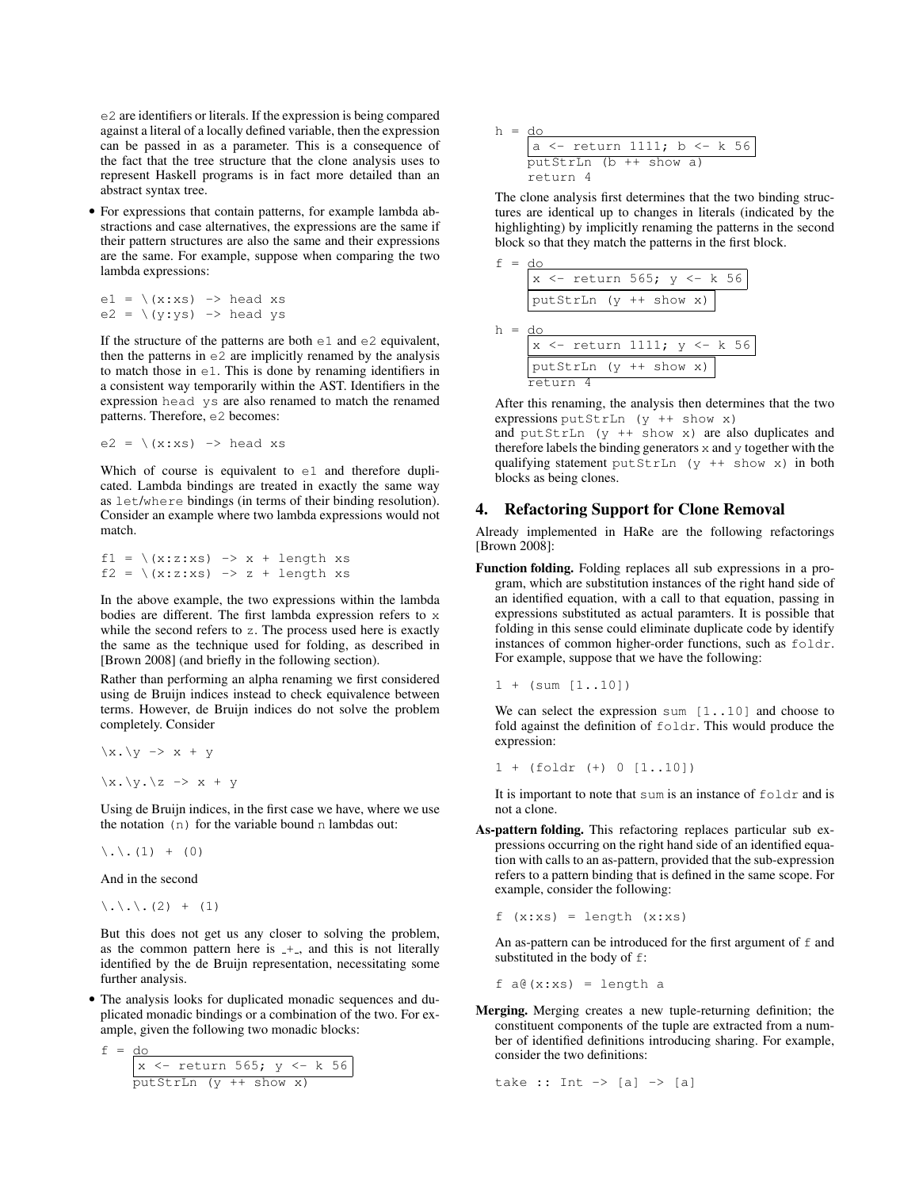e2 are identifiers or literals. If the expression is being compared against a literal of a locally defined variable, then the expression can be passed in as a parameter. This is a consequence of the fact that the tree structure that the clone analysis uses to represent Haskell programs is in fact more detailed than an abstract syntax tree.

- For expressions that contain patterns, for example lambda abstractions and case alternatives, the expressions are the same if their pattern structures are also the same and their expressions are the same. For example, suppose when comparing the two lambda expressions:

```
e1 = \(x:xs) -> head xs
e2 = \(y:ys) -> head ys
```

  If the structure of the patterns are both e1 and e2 equivalent, then the patterns in e2 are implicitly renamed by the analysis to match those in e1. This is done by renaming identifiers in a consistent way temporarily within the AST. Identifiers in the expression head ys are also renamed to match the renamed patterns. Therefore, e2 becomes:

```
e2 = \(x:xs) -> head xs
```

  Which of course is equivalent to e1 and therefore duplicated. Lambda bindings are treated in exactly the same way as let/where bindings (in terms of their binding resolution). Consider an example where two lambda expressions would not match.

```
f1 = \(x:z:xs) -> x + length xs
f2 = \(x:z:xs) -> z + length xs
```

  In the above example, the two expressions within the lambda bodies are different. The first lambda expression refers to x while the second refers to z. The process used here is exactly the same as the technique used for folding, as described in [Brown 2008] (and briefly in the following section).

  Rather than performing an alpha renaming we first considered using de Bruijn indices instead to check equivalence between terms. However, de Bruijn indices do not solve the problem completely. Consider

```
\x.\y -> x + y

\x.\y.\z -> x + y
```

  Using de Bruijn indices, in the first case we have, where we use the notation (n) for the variable bound n lambdas out:

```
\.\.(1) + (0)
```

  And in the second

```
\.\.\.(2) + (1)
```

  But this does not get us any closer to solving the problem, as the common pattern here is _+_, and this is not literally identified by the de Bruijn representation, necessitating some further analysis.

- The analysis looks for duplicated monadic sequences and duplicated monadic bindings or a combination of the two. For example, given the following two monadic blocks:

```
f = do
     x <- return 565; y <- k 56
     putStrLn (y ++ show x)

h = do
     a <- return 1111; b <- k 56
     putStrLn (b ++ show a)
     return 4
```

  The clone analysis first determines that the two binding structures are identical up to changes in literals (indicated by the highlighting) by implicitly renaming the patterns in the second block so that they match the patterns in the first block.

```
f = do
     x <- return 565; y <- k 56
     putStrLn (y ++ show x)

h = do
     x <- return 1111; y <- k 56
     putStrLn (y ++ show x)
     return 4
```

  After this renaming, the analysis then determines that the two expressions putStrLn (y ++ show x) and putStrLn (y ++ show x) are also duplicates and therefore labels the binding generators x and y together with the qualifying statement putStrLn (y ++ show x) in both blocks as being clones.

## 4. Refactoring Support for Clone Removal

Already implemented in HaRe are the following refactorings [Brown 2008]:

**Function folding.** Folding replaces all sub expressions in a program, which are substitution instances of the right hand side of an identified equation, with a call to that equation, passing in expressions substituted as actual paramters. It is possible that folding in this sense could eliminate duplicate code by identify instances of common higher-order functions, such as foldr. For example, suppose that we have the following:

```
1 + (sum [1..10])
```

We can select the expression sum [1..10] and choose to fold against the definition of foldr. This would produce the expression:

```
1 + (foldr (+) 0 [1..10])
```

It is important to note that sum is an instance of foldr and is not a clone.

**As-pattern folding.** This refactoring replaces particular sub expressions occurring on the right hand side of an identified equation with calls to an as-pattern, provided that the sub-expression refers to a pattern binding that is defined in the same scope. For example, consider the following:

```
f (x:xs) = length (x:xs)
```

An as-pattern can be introduced for the first argument of f and substituted in the body of f:

```
f a@(x:xs) = length a
```

**Merging.** Merging creates a new tuple-returning definition; the constituent components of the tuple are extracted from a number of identified definitions introducing sharing. For example, consider the two definitions:

```
take :: Int -> [a] -> [a]
```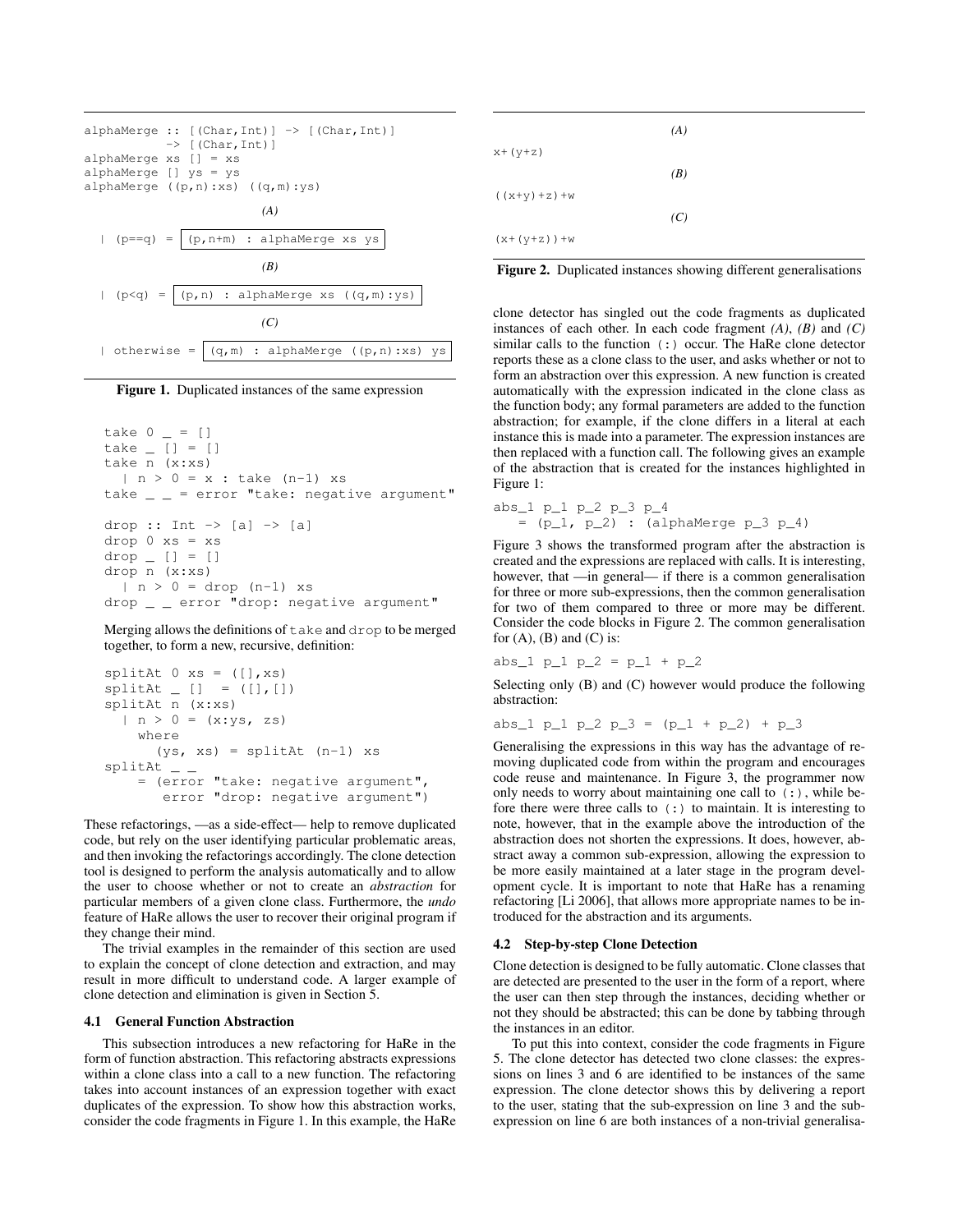```
alphaMerge :: [(Char,Int)] -> [(Char,Int)]
           -> [(Char,Int)]
alphaMerge xs [] = xs
alphaMerge [] ys = ys
alphaMerge ((p,n):xs) ((q,m):ys)
```

*(A)*

```
  | (p==q) = (p,n+m) : alphaMerge xs ys
```

*(B)*

```
  | (p<q) = (p,n) : alphaMerge xs ((q,m):ys)
```

*(C)*

```
  | otherwise = (q,m) : alphaMerge ((p,n):xs) ys
```

**Figure 1.** Duplicated instances of the same expression

```
take 0 _ = []
take _ [] = []
take n (x:xs)
  | n > 0 = x : take (n-1) xs
take _ _ = error "take: negative argument"

drop :: Int -> [a] -> [a]
drop 0 xs = xs
drop _ [] = []
drop n (x:xs)
  | n > 0 = drop (n-1) xs
drop _ _ error "drop: negative argument"
```

Merging allows the definitions of take and drop to be merged together, to form a new, recursive, definition:

```
splitAt 0 xs = ([],xs)
splitAt _ []  = ([],[])
splitAt n (x:xs)
  | n > 0 = (x:ys, zs)
    where
      (ys, xs) = splitAt (n-1) xs
splitAt _ _
    = (error "take: negative argument",
       error "drop: negative argument")
```

These refactorings, —as a side-effect— help to remove duplicated code, but rely on the user identifying particular problematic areas, and then invoking the refactorings accordingly. The clone detection tool is designed to perform the analysis automatically and to allow the user to choose whether or not to create an *abstraction* for particular members of a given clone class. Furthermore, the *undo* feature of HaRe allows the user to recover their original program if they change their mind.

The trivial examples in the remainder of this section are used to explain the concept of clone detection and extraction, and may result in more difficult to understand code. A larger example of clone detection and elimination is given in Section 5.

### 4.1 General Function Abstraction

This subsection introduces a new refactoring for HaRe in the form of function abstraction. This refactoring abstracts expressions within a clone class into a call to a new function. The refactoring takes into account instances of an expression together with exact duplicates of the expression. To show how this abstraction works, consider the code fragments in Figure 1. In this example, the HaRe

*(A)*

```
x+(y+z)
```

*(B)*

```
((x+y)+z)+w
```

*(C)*

```
(x+(y+z))+w
```

**Figure 2.** Duplicated instances showing different generalisations

clone detector has singled out the code fragments as duplicated instances of each other. In each code fragment *(A)*, *(B)* and *(C)* similar calls to the function (:) occur. The HaRe clone detector reports these as a clone class to the user, and asks whether or not to form an abstraction over this expression. A new function is created automatically with the expression indicated in the clone class as the function body; any formal parameters are added to the function abstraction; for example, if the clone differs in a literal at each instance this is made into a parameter. The expression instances are then replaced with a function call. The following gives an example of the abstraction that is created for the instances highlighted in Figure 1:

```
abs_1 p_1 p_2 p_3 p_4
   = (p_1, p_2) : (alphaMerge p_3 p_4)
```

Figure 3 shows the transformed program after the abstraction is created and the expressions are replaced with calls. It is interesting, however, that —in general— if there is a common generalisation for three or more sub-expressions, then the common generalisation for two of them compared to three or more may be different. Consider the code blocks in Figure 2. The common generalisation for (A), (B) and (C) is:

```
abs_1 p_1 p_2 = p_1 + p_2
```

Selecting only (B) and (C) however would produce the following abstraction:

```
abs_1 p_1 p_2 p_3 = (p_1 + p_2) + p_3
```

Generalising the expressions in this way has the advantage of removing duplicated code from within the program and encourages code reuse and maintenance. In Figure 3, the programmer now only needs to worry about maintaining one call to (:), while before there were three calls to (:) to maintain. It is interesting to note, however, that in the example above the introduction of the abstraction does not shorten the expressions. It does, however, abstract away a common sub-expression, allowing the expression to be more easily maintained at a later stage in the program development cycle. It is important to note that HaRe has a renaming refactoring [Li 2006], that allows more appropriate names to be introduced for the abstraction and its arguments.

### 4.2 Step-by-step Clone Detection

Clone detection is designed to be fully automatic. Clone classes that are detected are presented to the user in the form of a report, where the user can then step through the instances, deciding whether or not they should be abstracted; this can be done by tabbing through the instances in an editor.

To put this into context, consider the code fragments in Figure 5. The clone detector has detected two clone classes: the expressions on lines 3 and 6 are identified to be instances of the same expression. The clone detector shows this by delivering a report to the user, stating that the sub-expression on line 3 and the sub-expression on line 6 are both instances of a non-trivial generalisa-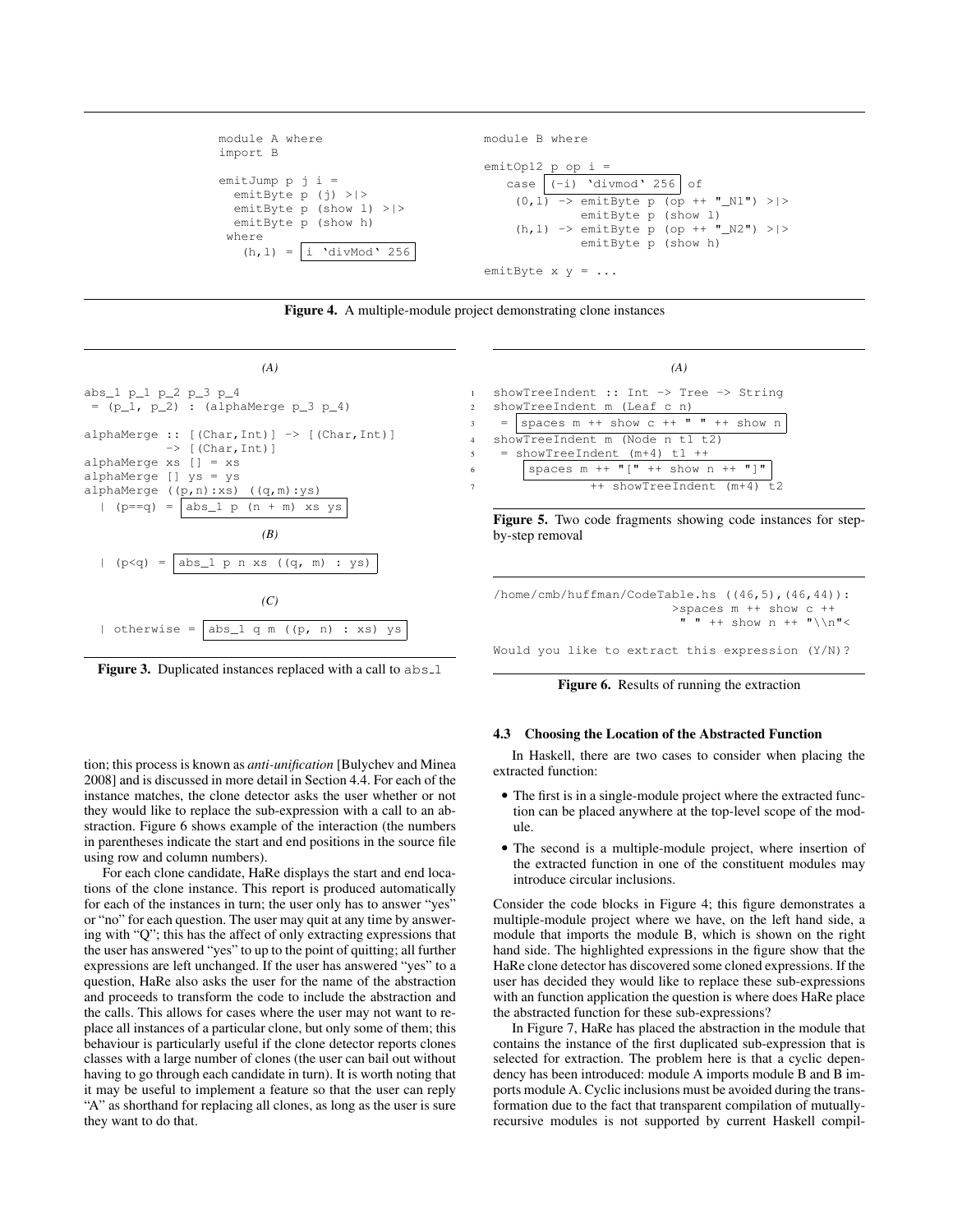```haskell
module A where
import B

emitJump p j i =
  emitByte p (j) >|>
  emitByte p (show l) >|>
  emitByte p (show h)
 where
   (h,l) = i 'divMod' 256
```

```haskell
module B where

emitOp12 p op i =
   case (-i) 'divmod' 256 of
    (0,l) -> emitByte p (op ++ "_N1") >|>
             emitByte p (show l)
    (h,l) -> emitByte p (op ++ "_N2") >|>
             emitByte p (show h)

emitByte x y = ...
```

**Figure 4.** A multiple-module project demonstrating clone instances

*(A)*

```haskell
abs_1 p_1 p_2 p_3 p_4
 = (p_1, p_2) : (alphaMerge p_3 p_4)

alphaMerge :: [(Char,Int)] -> [(Char,Int)]
           -> [(Char,Int)]
alphaMerge xs [] = xs
alphaMerge [] ys = ys
alphaMerge ((p,n):xs) ((q,m):ys)
  | (p==q) = abs_1 p (n + m) xs ys
```

*(B)*

```haskell
  | (p<q) = abs_1 p n xs ((q, m) : ys)
```

*(C)*

```haskell
  | otherwise = abs_1 q m ((p, n) : xs) ys
```

**Figure 3.** Duplicated instances replaced with a call to abs_1

*(A)*

```haskell
1  showTreeIndent :: Int -> Tree -> String
2  showTreeIndent m (Leaf c n)
3   = spaces m ++ show c ++ " " ++ show n
4  showTreeIndent m (Node n t1 t2)
5   = showTreeIndent (m+4) t1 ++
6       spaces m ++ "[" ++ show n ++ "]"
7              ++ showTreeIndent (m+4) t2
```

**Figure 5.** Two code fragments showing code instances for step-by-step removal

```
/home/cmb/huffman/CodeTable.hs ((46,5),(46,44)):
                          >spaces m ++ show c ++
                           " " ++ show n ++ "\\n"<

Would you like to extract this expression (Y/N)?
```

**Figure 6.** Results of running the extraction

tion; this process is known as *anti-unification* [Bulychev and Minea 2008] and is discussed in more detail in Section 4.4. For each of the instance matches, the clone detector asks the user whether or not they would like to replace the sub-expression with a call to an abstraction. Figure 6 shows example of the interaction (the numbers in parentheses indicate the start and end positions in the source file using row and column numbers).

For each clone candidate, HaRe displays the start and end locations of the clone instance. This report is produced automatically for each of the instances in turn; the user only has to answer "yes" or "no" for each question. The user may quit at any time by answering with "Q"; this has the affect of only extracting expressions that the user has answered "yes" to up to the point of quitting; all further expressions are left unchanged. If the user has answered "yes" to a question, HaRe also asks the user for the name of the abstraction and proceeds to transform the code to include the abstraction and the calls. This allows for cases where the user may not want to replace all instances of a particular clone, but only some of them; this behaviour is particularly useful if the clone detector reports clones classes with a large number of clones (the user can bail out without having to go through each candidate in turn). It is worth noting that it may be useful to implement a feature so that the user can reply "A" as shorthand for replacing all clones, as long as the user is sure they want to do that.

### 4.3 Choosing the Location of the Abstracted Function

In Haskell, there are two cases to consider when placing the extracted function:

- The first is in a single-module project where the extracted function can be placed anywhere at the top-level scope of the module.
- The second is a multiple-module project, where insertion of the extracted function in one of the constituent modules may introduce circular inclusions.

Consider the code blocks in Figure 4; this figure demonstrates a multiple-module project where we have, on the left hand side, a module that imports the module B, which is shown on the right hand side. The highlighted expressions in the figure show that the HaRe clone detector has discovered some cloned expressions. If the user has decided they would like to replace these sub-expressions with an function application the question is where does HaRe place the abstracted function for these sub-expressions?

In Figure 7, HaRe has placed the abstraction in the module that contains the instance of the first duplicated sub-expression that is selected for extraction. The problem here is that a cyclic dependency has been introduced: module A imports module B and B imports module A. Cyclic inclusions must be avoided during the transformation due to the fact that transparent compilation of mutually-recursive modules is not supported by current Haskell compil-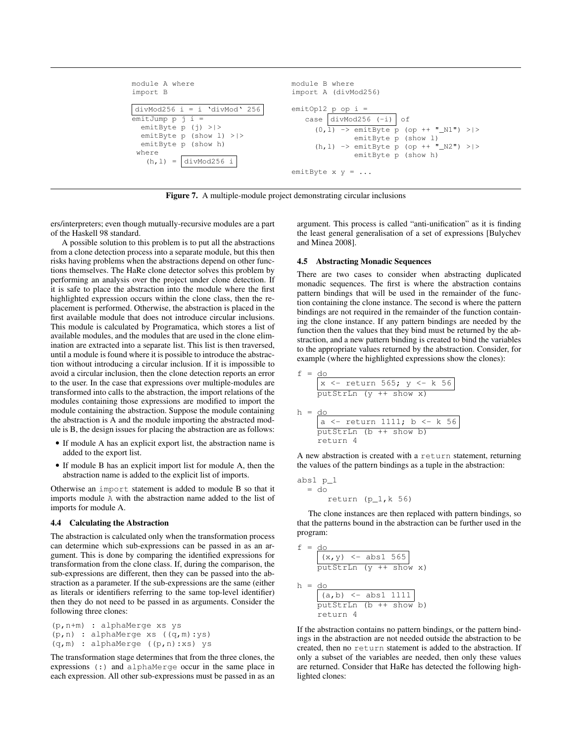```
module A where
import B

divMod256 i = i `divMod` 256
emitJump p j i =
  emitByte p (j) >|>
  emitByte p (show l) >|>
  emitByte p (show h)
 where
   (h,l) = divMod256 i
```

```
module B where
import A (divMod256)

emitOp12 p op i =
   case divMod256 (-i) of
     (0,l) -> emitByte p (op ++ "_N1") >|>
              emitByte p (show l)
     (h,l) -> emitByte p (op ++ "_N2") >|>
              emitByte p (show h)

emitByte x y = ...
```

**Figure 7.** A multiple-module project demonstrating circular inclusions

ers/interpreters; even though mutually-recursive modules are a part of the Haskell 98 standard.

A possible solution to this problem is to put all the abstractions from a clone detection process into a separate module, but this then risks having problems when the abstractions depend on other functions themselves. The HaRe clone detector solves this problem by performing an analysis over the project under clone detection. If it is safe to place the abstraction into the module where the first highlighted expression occurs within the clone class, then the replacement is performed. Otherwise, the abstraction is placed in the first available module that does not introduce circular inclusions. This module is calculated by Programatica, which stores a list of available modules, and the modules that are used in the clone elimination are extracted into a separate list. This list is then traversed, until a module is found where it is possible to introduce the abstraction without introducing a circular inclusion. If it is impossible to avoid a circular inclusion, then the clone detection reports an error to the user. In the case that expressions over multiple-modules are transformed into calls to the abstraction, the import relations of the modules containing those expressions are modified to import the module containing the abstraction. Suppose the module containing the abstraction is A and the module importing the abstracted module is B, the design issues for placing the abstraction are as follows:

- If module A has an explicit export list, the abstraction name is added to the export list.
- If module B has an explicit import list for module A, then the abstraction name is added to the explicit list of imports.

Otherwise an `import` statement is added to module B so that it imports module `A` with the abstraction name added to the list of imports for module A.

### 4.4 Calculating the Abstraction

The abstraction is calculated only when the transformation process can determine which sub-expressions can be passed in as an argument. This is done by comparing the identified expressions for transformation from the clone class. If, during the comparison, the sub-expressions are different, then they can be passed into the abstraction as a parameter. If the sub-expressions are the same (either as literals or identifiers referring to the same top-level identifier) then they do not need to be passed in as arguments. Consider the following three clones:

```
(p,n+m) : alphaMerge xs ys
(p,n) : alphaMerge xs ((q,m):ys)
(q,m) : alphaMerge ((p,n):xs) ys
```

The transformation stage determines that from the three clones, the expressions `(:)` and `alphaMerge` occur in the same place in each expression. All other sub-expressions must be passed in as an argument. This process is called "anti-unification" as it is finding the least general generalisation of a set of expressions [Bulychev and Minea 2008].

### 4.5 Abstracting Monadic Sequences

There are two cases to consider when abstracting duplicated monadic sequences. The first is where the abstraction contains pattern bindings that will be used in the remainder of the function containing the clone instance. The second is where the pattern bindings are not required in the remainder of the function containing the clone instance. If any pattern bindings are needed by the function then the values that they bind must be returned by the abstraction, and a new pattern binding is created to bind the variables to the appropriate values returned by the abstraction. Consider, for example (where the highlighted expressions show the clones):

```
f = do
     x <- return 565; y <- k 56
     putStrLn (y ++ show x)

h = do
     a <- return 1111; b <- k 56
     putStrLn (b ++ show b)
     return 4
```

A new abstraction is created with a `return` statement, returning the values of the pattern bindings as a tuple in the abstraction:

```
abs1 p_1
  = do
      return (p_1,k 56)
```

The clone instances are then replaced with pattern bindings, so that the patterns bound in the abstraction can be further used in the program:

```
f = do
     (x,y) <- abs1 565
     putStrLn (y ++ show x)

h = do
     (a,b) <- abs1 1111
     putStrLn (b ++ show b)
     return 4
```

If the abstraction contains no pattern bindings, or the pattern bindings in the abstraction are not needed outside the abstraction to be created, then no `return` statement is added to the abstraction. If only a subset of the variables are needed, then only these values are returned. Consider that HaRe has detected the following highlighted clones: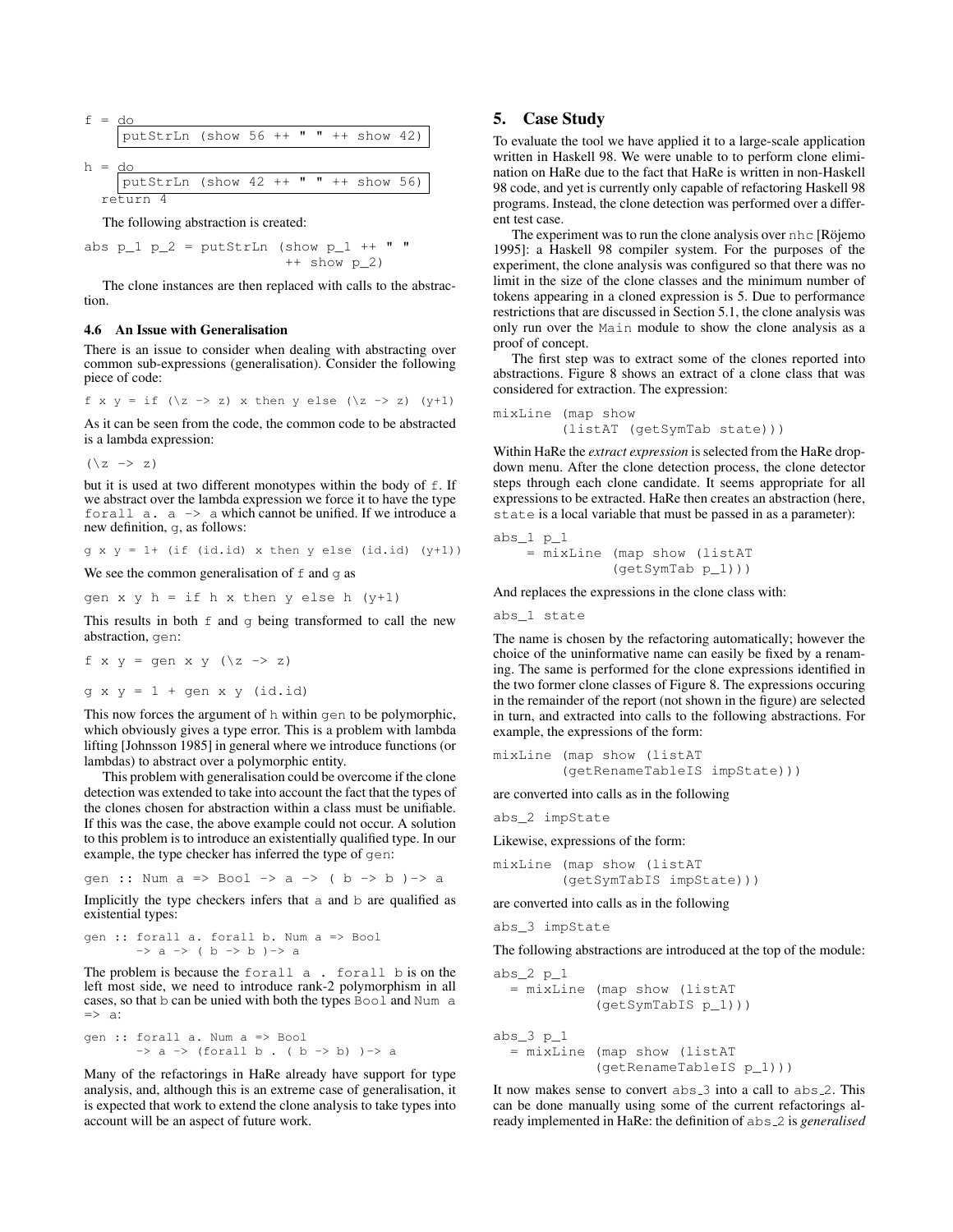```
f = do
     putStrLn (show 56 ++ " " ++ show 42)

h = do
     putStrLn (show 42 ++ " " ++ show 56)
   return 4
```

The following abstraction is created:

```
abs p_1 p_2 = putStrLn (show p_1 ++ " "
                          ++ show p_2)
```

The clone instances are then replaced with calls to the abstraction.

### 4.6 An Issue with Generalisation

There is an issue to consider when dealing with abstracting over common sub-expressions (generalisation). Consider the following piece of code:

```
f x y = if (\z -> z) x then y else (\z -> z) (y+1)
```

As it can be seen from the code, the common code to be abstracted is a lambda expression:

```
(\z -> z)
```

but it is used at two different monotypes within the body of `f`. If we abstract over the lambda expression we force it to have the type `forall a. a -> a` which cannot be unified. If we introduce a new definition, `g`, as follows:

```
g x y = 1+ (if (id.id) x then y else (id.id) (y+1))
```

We see the common generalisation of `f` and `g` as

```
gen x y h = if h x then y else h (y+1)
```

This results in both `f` and `g` being transformed to call the new abstraction, `gen`:

```
f x y = gen x y (\z -> z)
```

```
g x y = 1 + gen x y (id.id)
```

This now forces the argument of `h` within `gen` to be polymorphic, which obviously gives a type error. This is a problem with lambda lifting [Johnsson 1985] in general where we introduce functions (or lambdas) to abstract over a polymorphic entity.

This problem with generalisation could be overcome if the clone detection was extended to take into account the fact that the types of the clones chosen for abstraction within a class must be unifiable. If this was the case, the above example could not occur. A solution to this problem is to introduce an existentially qualified type. In our example, the type checker has inferred the type of `gen`:

```
gen :: Num a => Bool -> a -> ( b -> b )-> a
```

Implicitly the type checkers infers that `a` and `b` are qualified as existential types:

```
gen :: forall a. forall b. Num a => Bool
       -> a -> ( b -> b )-> a
```

The problem is because the `forall a . forall b` is on the left most side, we need to introduce rank-2 polymorphism in all cases, so that `b` can be unied with both the types `Bool` and `Num a => a`:

```
gen :: forall a. Num a => Bool
       -> a -> (forall b . ( b -> b) )-> a
```

Many of the refactorings in HaRe already have support for type analysis, and, although this is an extreme case of generalisation, it is expected that work to extend the clone analysis to take types into account will be an aspect of future work.

## 5. Case Study

To evaluate the tool we have applied it to a large-scale application written in Haskell 98. We were unable to to perform clone elimination on HaRe due to the fact that HaRe is written in non-Haskell 98 code, and yet is currently only capable of refactoring Haskell 98 programs. Instead, the clone detection was performed over a different test case.

The experiment was to run the clone analysis over `nhc` [Röjemo 1995]: a Haskell 98 compiler system. For the purposes of the experiment, the clone analysis was configured so that there was no limit in the size of the clone classes and the minimum number of tokens appearing in a cloned expression is 5. Due to performance restrictions that are discussed in Section 5.1, the clone analysis was only run over the `Main` module to show the clone analysis as a proof of concept.

The first step was to extract some of the clones reported into abstractions. Figure 8 shows an extract of a clone class that was considered for extraction. The expression:

```
mixLine (map show
        (listAT (getSymTab state)))
```

Within HaRe the *extract expression* is selected from the HaRe drop-down menu. After the clone detection process, the clone detector steps through each clone candidate. It seems appropriate for all expressions to be extracted. HaRe then creates an abstraction (here, `state` is a local variable that must be passed in as a parameter):

```
abs_1 p_1
    = mixLine (map show (listAT
              (getSymTab p_1)))
```

And replaces the expressions in the clone class with:

```
abs_1 state
```

The name is chosen by the refactoring automatically; however the choice of the uninformative name can easily be fixed by a renaming. The same is performed for the clone expressions identified in the two former clone classes of Figure 8. The expressions occuring in the remainder of the report (not shown in the figure) are selected in turn, and extracted into calls to the following abstractions. For example, the expressions of the form:

```
mixLine (map show (listAT
        (getRenameTableIS impState)))
```

are converted into calls as in the following

```
abs_2 impState
```

Likewise, expressions of the form:

```
mixLine (map show (listAT
        (getSymTabIS impState)))
```

are converted into calls as in the following

```
abs_3 impState
```

The following abstractions are introduced at the top of the module:

```
abs_2 p_1
  = mixLine (map show (listAT
            (getSymTabIS p_1)))

abs_3 p_1
  = mixLine (map show (listAT
            (getRenameTableIS p_1)))
```

It now makes sense to convert `abs_3` into a call to `abs_2`. This can be done manually using some of the current refactorings already implemented in HaRe: the definition of `abs_2` is *generalised*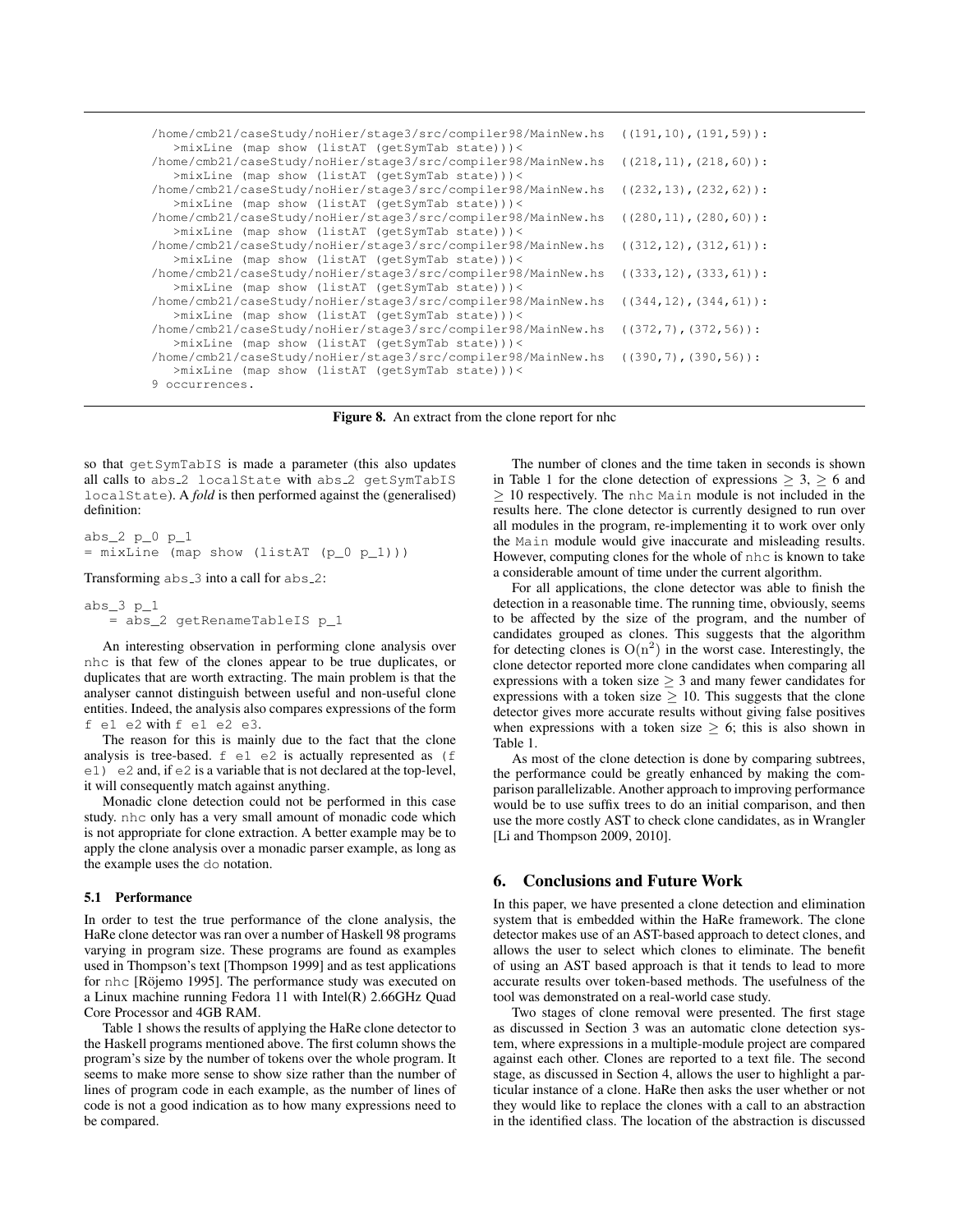```
/home/cmb21/caseStudy/noHier/stage3/src/compiler98/MainNew.hs  ((191,10),(191,59)):
   >mixLine (map show (listAT (getSymTab state)))<
/home/cmb21/caseStudy/noHier/stage3/src/compiler98/MainNew.hs  ((218,11),(218,60)):
   >mixLine (map show (listAT (getSymTab state)))<
/home/cmb21/caseStudy/noHier/stage3/src/compiler98/MainNew.hs  ((232,13),(232,62)):
   >mixLine (map show (listAT (getSymTab state)))<
/home/cmb21/caseStudy/noHier/stage3/src/compiler98/MainNew.hs  ((280,11),(280,60)):
   >mixLine (map show (listAT (getSymTab state)))<
/home/cmb21/caseStudy/noHier/stage3/src/compiler98/MainNew.hs  ((312,12),(312,61)):
   >mixLine (map show (listAT (getSymTab state)))<
/home/cmb21/caseStudy/noHier/stage3/src/compiler98/MainNew.hs  ((333,12),(333,61)):
   >mixLine (map show (listAT (getSymTab state)))<
/home/cmb21/caseStudy/noHier/stage3/src/compiler98/MainNew.hs  ((344,12),(344,61)):
   >mixLine (map show (listAT (getSymTab state)))<
/home/cmb21/caseStudy/noHier/stage3/src/compiler98/MainNew.hs  ((372,7),(372,56)):
   >mixLine (map show (listAT (getSymTab state)))<
/home/cmb21/caseStudy/noHier/stage3/src/compiler98/MainNew.hs  ((390,7),(390,56)):
   >mixLine (map show (listAT (getSymTab state)))<
9 occurrences.
```

**Figure 8.** An extract from the clone report for nhc

so that getSymTabIS is made a parameter (this also updates all calls to abs_2 localState with abs_2 getSymTabIS localState). A *fold* is then performed against the (generalised) definition:

```
abs_2 p_0 p_1
= mixLine (map show (listAT (p_0 p_1)))
```

Transforming abs_3 into a call for abs_2:

```
abs_3 p_1
    = abs_2 getRenameTableIS p_1
```

An interesting observation in performing clone analysis over nhc is that few of the clones appear to be true duplicates, or duplicates that are worth extracting. The main problem is that the analyser cannot distinguish between useful and non-useful clone entities. Indeed, the analysis also compares expressions of the form f e1 e2 with f e1 e2 e3.

The reason for this is mainly due to the fact that the clone analysis is tree-based. f e1 e2 is actually represented as (f e1) e2 and, if e2 is a variable that is not declared at the top-level, it will consequently match against anything.

Monadic clone detection could not be performed in this case study. nhc only has a very small amount of monadic code which is not appropriate for clone extraction. A better example may be to apply the clone analysis over a monadic parser example, as long as the example uses the do notation.

### 5.1 Performance

In order to test the true performance of the clone analysis, the HaRe clone detector was ran over a number of Haskell 98 programs varying in program size. These programs are found as examples used in Thompson's text [Thompson 1999] and as test applications for nhc [Röjemo 1995]. The performance study was executed on a Linux machine running Fedora 11 with Intel(R) 2.66GHz Quad Core Processor and 4GB RAM.

Table 1 shows the results of applying the HaRe clone detector to the Haskell programs mentioned above. The first column shows the program's size by the number of tokens over the whole program. It seems to make more sense to show size rather than the number of lines of program code in each example, as the number of lines of code is not a good indication as to how many expressions need to be compared.

The number of clones and the time taken in seconds is shown in Table 1 for the clone detection of expressions $\geq 3$, $\geq 6$ and $\geq 10$ respectively. The nhc Main module is not included in the results here. The clone detector is currently designed to run over all modules in the program, re-implementing it to work over only the Main module would give inaccurate and misleading results. However, computing clones for the whole of nhc is known to take a considerable amount of time under the current algorithm.

For all applications, the clone detector was able to finish the detection in a reasonable time. The running time, obviously, seems to be affected by the size of the program, and the number of candidates grouped as clones. This suggests that the algorithm for detecting clones is $O(n^2)$ in the worst case. Interestingly, the clone detector reported more clone candidates when comparing all expressions with a token size $\geq 3$ and many fewer candidates for expressions with a token size $\geq 10$. This suggests that the clone detector gives more accurate results without giving false positives when expressions with a token size $\geq 6$; this is also shown in Table 1.

As most of the clone detection is done by comparing subtrees, the performance could be greatly enhanced by making the comparison parallelizable. Another approach to improving performance would be to use suffix trees to do an initial comparison, and then use the more costly AST to check clone candidates, as in Wrangler [Li and Thompson 2009, 2010].

## 6. Conclusions and Future Work

In this paper, we have presented a clone detection and elimination system that is embedded within the HaRe framework. The clone detector makes use of an AST-based approach to detect clones, and allows the user to select which clones to eliminate. The benefit of using an AST based approach is that it tends to lead to more accurate results over token-based methods. The usefulness of the tool was demonstrated on a real-world case study.

Two stages of clone removal were presented. The first stage as discussed in Section 3 was an automatic clone detection system, where expressions in a multiple-module project are compared against each other. Clones are reported to a text file. The second stage, as discussed in Section 4, allows the user to highlight a particular instance of a clone. HaRe then asks the user whether or not they would like to replace the clones with a call to an abstraction in the identified class. The location of the abstraction is discussed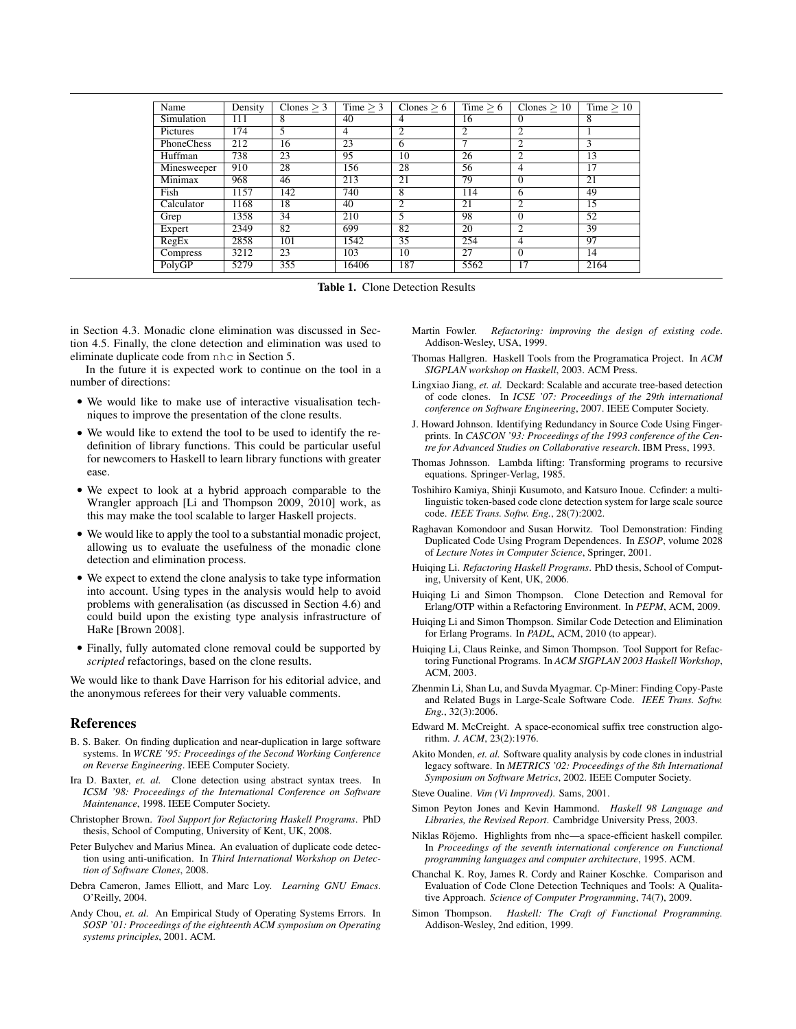| Name | Density | Clones ≥ 3 | Time ≥ 3 | Clones ≥ 6 | Time ≥ 6 | Clones ≥ 10 | Time ≥ 10 |
|---|---|---|---|---|---|---|---|
| Simulation | 111 | 8 | 40 | 4 | 16 | 0 | 8 |
| Pictures | 174 | 5 | 4 | 2 | 2 | 2 | 1 |
| PhoneChess | 212 | 16 | 23 | 6 | 7 | 2 | 3 |
| Huffman | 738 | 23 | 95 | 10 | 26 | 2 | 13 |
| Minesweeper | 910 | 28 | 156 | 28 | 56 | 4 | 17 |
| Minimax | 968 | 46 | 213 | 21 | 79 | 0 | 21 |
| Fish | 1157 | 142 | 740 | 8 | 114 | 6 | 49 |
| Calculator | 1168 | 18 | 40 | 2 | 21 | 2 | 15 |
| Grep | 1358 | 34 | 210 | 5 | 98 | 0 | 52 |
| Expert | 2349 | 82 | 699 | 82 | 20 | 2 | 39 |
| RegEx | 2858 | 101 | 1542 | 35 | 254 | 4 | 97 |
| Compress | 3212 | 23 | 103 | 10 | 27 | 0 | 14 |
| PolyGP | 5279 | 355 | 16406 | 187 | 5562 | 17 | 2164 |

**Table 1.** Clone Detection Results

in Section 4.3. Monadic clone elimination was discussed in Section 4.5. Finally, the clone detection and elimination was used to eliminate duplicate code from nhc in Section 5.

In the future it is expected work to continue on the tool in a number of directions:

- We would like to make use of interactive visualisation techniques to improve the presentation of the clone results.
- We would like to extend the tool to be used to identify the redefinition of library functions. This could be particular useful for newcomers to Haskell to learn library functions with greater ease.
- We expect to look at a hybrid approach comparable to the Wrangler approach [Li and Thompson 2009, 2010] work, as this may make the tool scalable to larger Haskell projects.
- We would like to apply the tool to a substantial monadic project, allowing us to evaluate the usefulness of the monadic clone detection and elimination process.
- We expect to extend the clone analysis to take type information into account. Using types in the analysis would help to avoid problems with generalisation (as discussed in Section 4.6) and could build upon the existing type analysis infrastructure of HaRe [Brown 2008].
- Finally, fully automated clone removal could be supported by *scripted* refactorings, based on the clone results.

We would like to thank Dave Harrison for his editorial advice, and the anonymous referees for their very valuable comments.

## References

B. S. Baker. On finding duplication and near-duplication in large software systems. In *WCRE '95: Proceedings of the Second Working Conference on Reverse Engineering*. IEEE Computer Society.

Ira D. Baxter, *et. al.* Clone detection using abstract syntax trees. In *ICSM '98: Proceedings of the International Conference on Software Maintenance*, 1998. IEEE Computer Society.

Christopher Brown. *Tool Support for Refactoring Haskell Programs*. PhD thesis, School of Computing, University of Kent, UK, 2008.

Peter Bulychev and Marius Minea. An evaluation of duplicate code detection using anti-unification. In *Third International Workshop on Detection of Software Clones*, 2008.

Debra Cameron, James Elliott, and Marc Loy. *Learning GNU Emacs*. O'Reilly, 2004.

Andy Chou, *et. al.* An Empirical Study of Operating Systems Errors. In *SOSP '01: Proceedings of the eighteenth ACM symposium on Operating systems principles*, 2001. ACM.

Martin Fowler. *Refactoring: improving the design of existing code*. Addison-Wesley, USA, 1999.

Thomas Hallgren. Haskell Tools from the Programatica Project. In *ACM SIGPLAN workshop on Haskell*, 2003. ACM Press.

Lingxiao Jiang, *et. al.* Deckard: Scalable and accurate tree-based detection of code clones. In *ICSE '07: Proceedings of the 29th international conference on Software Engineering*, 2007. IEEE Computer Society.

J. Howard Johnson. Identifying Redundancy in Source Code Using Fingerprints. In *CASCON '93: Proceedings of the 1993 conference of the Centre for Advanced Studies on Collaborative research*. IBM Press, 1993.

Thomas Johnsson. Lambda lifting: Transforming programs to recursive equations. Springer-Verlag, 1985.

Toshihiro Kamiya, Shinji Kusumoto, and Katsuro Inoue. Ccfinder: a multilinguistic token-based code clone detection system for large scale source code. *IEEE Trans. Softw. Eng.*, 28(7):2002.

Raghavan Komondoor and Susan Horwitz. Tool Demonstration: Finding Duplicated Code Using Program Dependences. In *ESOP*, volume 2028 of *Lecture Notes in Computer Science*, Springer, 2001.

Huiqing Li. *Refactoring Haskell Programs*. PhD thesis, School of Computing, University of Kent, UK, 2006.

Huiqing Li and Simon Thompson. Clone Detection and Removal for Erlang/OTP within a Refactoring Environment. In *PEPM*, ACM, 2009.

Huiqing Li and Simon Thompson. Similar Code Detection and Elimination for Erlang Programs. In *PADL*, ACM, 2010 (to appear).

Huiqing Li, Claus Reinke, and Simon Thompson. Tool Support for Refactoring Functional Programs. In *ACM SIGPLAN 2003 Haskell Workshop*, ACM, 2003.

Zhenmin Li, Shan Lu, and Suvda Myagmar. Cp-Miner: Finding Copy-Paste and Related Bugs in Large-Scale Software Code. *IEEE Trans. Softw. Eng.*, 32(3):2006.

Edward M. McCreight. A space-economical suffix tree construction algorithm. *J. ACM*, 23(2):1976.

Akito Monden, *et. al.* Software quality analysis by code clones in industrial legacy software. In *METRICS '02: Proceedings of the 8th International Symposium on Software Metrics*, 2002. IEEE Computer Society.

Steve Oualine. *Vim (Vi Improved)*. Sams, 2001.

Simon Peyton Jones and Kevin Hammond. *Haskell 98 Language and Libraries, the Revised Report*. Cambridge University Press, 2003.

Niklas Röjemo. Highlights from nhc—a space-efficient haskell compiler. In *Proceedings of the seventh international conference on Functional programming languages and computer architecture*, 1995. ACM.

Chanchal K. Roy, James R. Cordy and Rainer Koschke. Comparison and Evaluation of Code Clone Detection Techniques and Tools: A Qualitative Approach. *Science of Computer Programming*, 74(7), 2009.

Simon Thompson. *Haskell: The Craft of Functional Programming.* Addison-Wesley, 2nd edition, 1999.